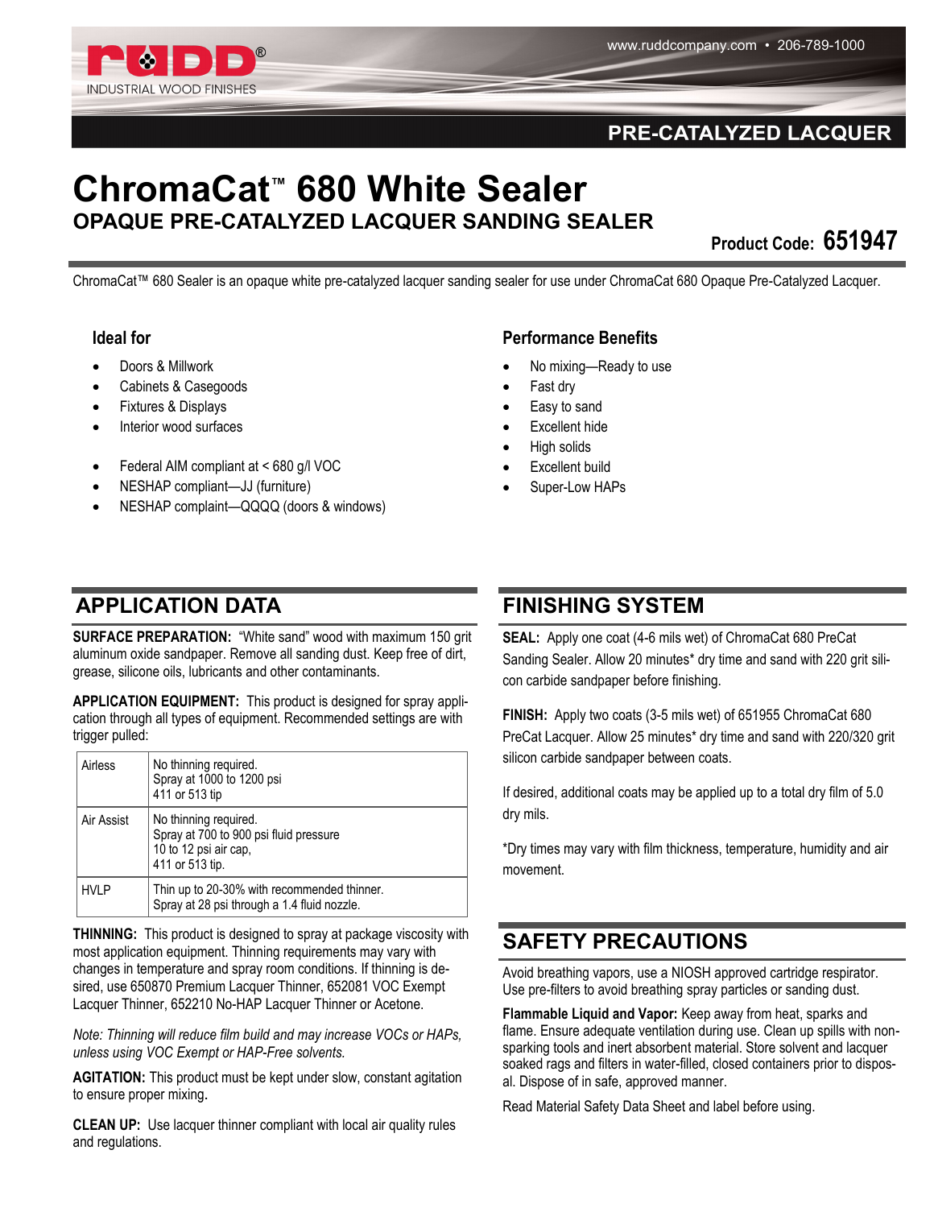# ChromaCat™ 680 White Sealer

## OPAQUE PRE-CATALYZED LACQUER SANDING SEALER

PRE-CATALYZED LACQUER

**Product Code: 651947**

ChromaCat™ 680 Sealer is an opaque white pre-catalyzed lacquer sanding sealer for use under ChromaCat 680 Opaque Pre-Catalyzed Lacquer.

### Ideal for

- Doors & Millwork
- Cabinets & Casegoods
- Fixtures & Displays
- Interior wood surfaces

- Federal AIM compliant at < 680 g/l VOC
- NESHAP compliant—JJ (furniture)
- NESHAP complaint—QQQQ (doors & windows)

### Performance Benefits

- No mixing—Ready to use
- Fast dry
- Easy to sand
- Excellent hide
- High solids
- Excellent build
- Super-Low HAPs

## APPLICATION DATA

**SURFACE PREPARATION:** "White sand" wood with maximum 150 grit aluminum oxide sandpaper. Remove all sanding dust. Keep free of dirt, grease, silicone oils, lubricants and other contaminants.

**APPLICATION EQUIPMENT:** This product is designed for spray application through all types of equipment. Recommended settings are with trigger pulled:

| | |
|---|---|
| Airless | No thinning required.<br>Spray at 1000 to 1200 psi<br>411 or 513 tip |
| Air Assist | No thinning required.<br>Spray at 700 to 900 psi fluid pressure<br>10 to 12 psi air cap,<br>411 or 513 tip. |
| HVLP | Thin up to 20-30% with recommended thinner.<br>Spray at 28 psi through a 1.4 fluid nozzle. |

**THINNING:** This product is designed to spray at package viscosity with most application equipment. Thinning requirements may vary with changes in temperature and spray room conditions. If thinning is desired, use 650870 Premium Lacquer Thinner, 652081 VOC Exempt Lacquer Thinner, 652210 No-HAP Lacquer Thinner or Acetone.

*Note: Thinning will reduce film build and may increase VOCs or HAPs, unless using VOC Exempt or HAP-Free solvents.*

**AGITATION:** This product must be kept under slow, constant agitation to ensure proper mixing.

**CLEAN UP:** Use lacquer thinner compliant with local air quality rules and regulations.

## FINISHING SYSTEM

**SEAL:** Apply one coat (4-6 mils wet) of ChromaCat 680 PreCat Sanding Sealer. Allow 20 minutes* dry time and sand with 220 grit silicon carbide sandpaper before finishing.

**FINISH:** Apply two coats (3-5 mils wet) of 651955 ChromaCat 680 PreCat Lacquer. Allow 25 minutes* dry time and sand with 220/320 grit silicon carbide sandpaper between coats.

If desired, additional coats may be applied up to a total dry film of 5.0 dry mils.

*Dry times may vary with film thickness, temperature, humidity and air movement.

## SAFETY PRECAUTIONS

Avoid breathing vapors, use a NIOSH approved cartridge respirator. Use pre-filters to avoid breathing spray particles or sanding dust.

**Flammable Liquid and Vapor:** Keep away from heat, sparks and flame. Ensure adequate ventilation during use. Clean up spills with non-sparking tools and inert absorbent material. Store solvent and lacquer soaked rags and filters in water-filled, closed containers prior to disposal. Dispose of in safe, approved manner.

Read Material Safety Data Sheet and label before using.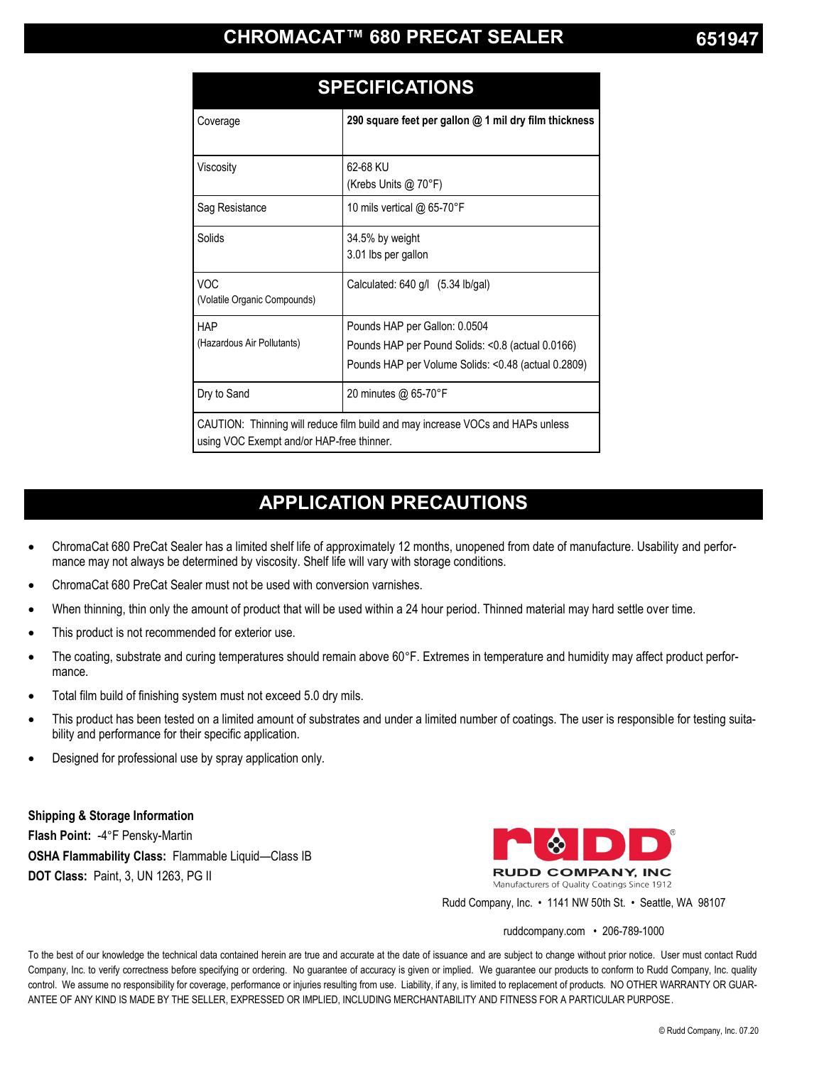# CHROMACAT™ 680 PRECAT SEALER

651947

## SPECIFICATIONS

| | |
|---|---|
| Coverage | **290 square feet per gallon @ 1 mil dry film thickness** |
| Viscosity | 62-68 KU<br>(Krebs Units @ 70°F) |
| Sag Resistance | 10 mils vertical @ 65-70°F |
| Solids | 34.5% by weight<br>3.01 lbs per gallon |
| VOC<br>(Volatile Organic Compounds) | Calculated: 640 g/l (5.34 lb/gal) |
| HAP<br>(Hazardous Air Pollutants) | Pounds HAP per Gallon: 0.0504<br>Pounds HAP per Pound Solids: <0.8 (actual 0.0166)<br>Pounds HAP per Volume Solids: <0.48 (actual 0.2809) |
| Dry to Sand | 20 minutes @ 65-70°F |
| CAUTION: Thinning will reduce film build and may increase VOCs and HAPs unless using VOC Exempt and/or HAP-free thinner. | |

## APPLICATION PRECAUTIONS

- ChromaCat 680 PreCat Sealer has a limited shelf life of approximately 12 months, unopened from date of manufacture. Usability and performance may not always be determined by viscosity. Shelf life will vary with storage conditions.
- ChromaCat 680 PreCat Sealer must not be used with conversion varnishes.
- When thinning, thin only the amount of product that will be used within a 24 hour period. Thinned material may hard settle over time.
- This product is not recommended for exterior use.
- The coating, substrate and curing temperatures should remain above 60°F. Extremes in temperature and humidity may affect product performance.
- Total film build of finishing system must not exceed 5.0 dry mils.
- This product has been tested on a limited amount of substrates and under a limited number of coatings. The user is responsible for testing suitability and performance for their specific application.
- Designed for professional use by spray application only.

**Shipping & Storage Information**
**Flash Point:** -4°F Pensky-Martin
**OSHA Flammability Class:** Flammable Liquid—Class IB
**DOT Class:** Paint, 3, UN 1263, PG II

RUDD COMPANY, INC
Manufacturers of Quality Coatings Since 1912

Rudd Company, Inc. • 1141 NW 50th St. • Seattle, WA 98107

ruddcompany.com • 206-789-1000

To the best of our knowledge the technical data contained herein are true and accurate at the date of issuance and are subject to change without prior notice. User must contact Rudd Company, Inc. to verify correctness before specifying or ordering. No guarantee of accuracy is given or implied. We guarantee our products to conform to Rudd Company, Inc. quality control. We assume no responsibility for coverage, performance or injuries resulting from use. Liability, if any, is limited to replacement of products. NO OTHER WARRANTY OR GUARANTEE OF ANY KIND IS MADE BY THE SELLER, EXPRESSED OR IMPLIED, INCLUDING MERCHANTABILITY AND FITNESS FOR A PARTICULAR PURPOSE.

© Rudd Company, Inc. 07.20